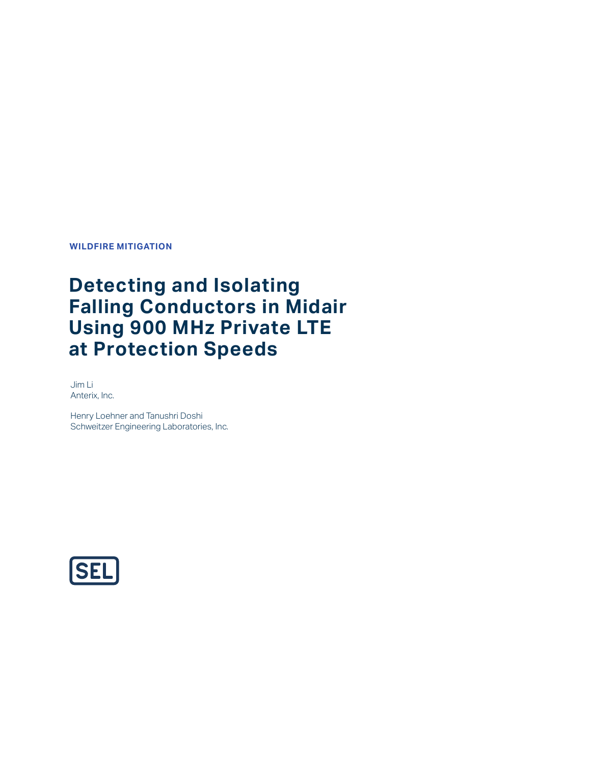**WILDFIRE MITIGATION**

# Detecting and Isolating Falling Conductors in Midair Using 900 MHz Private LTE at Protection Speeds

Jim Li
Anterix, Inc.

Henry Loehner and Tanushri Doshi
Schweitzer Engineering Laboratories, Inc.

SEL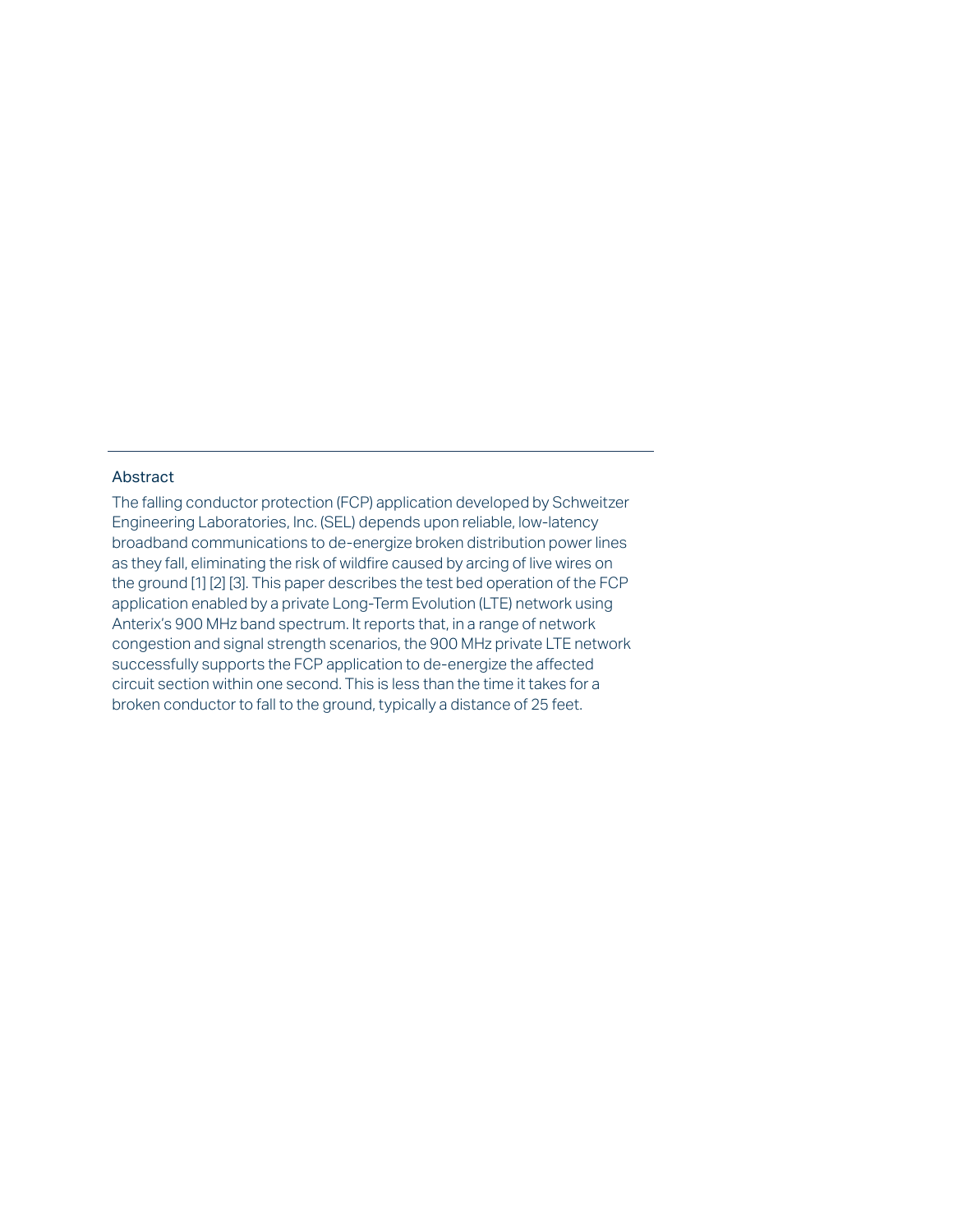## Abstract

The falling conductor protection (FCP) application developed by Schweitzer Engineering Laboratories, Inc. (SEL) depends upon reliable, low-latency broadband communications to de-energize broken distribution power lines as they fall, eliminating the risk of wildfire caused by arcing of live wires on the ground [1] [2] [3]. This paper describes the test bed operation of the FCP application enabled by a private Long-Term Evolution (LTE) network using Anterix's 900 MHz band spectrum. It reports that, in a range of network congestion and signal strength scenarios, the 900 MHz private LTE network successfully supports the FCP application to de-energize the affected circuit section within one second. This is less than the time it takes for a broken conductor to fall to the ground, typically a distance of 25 feet.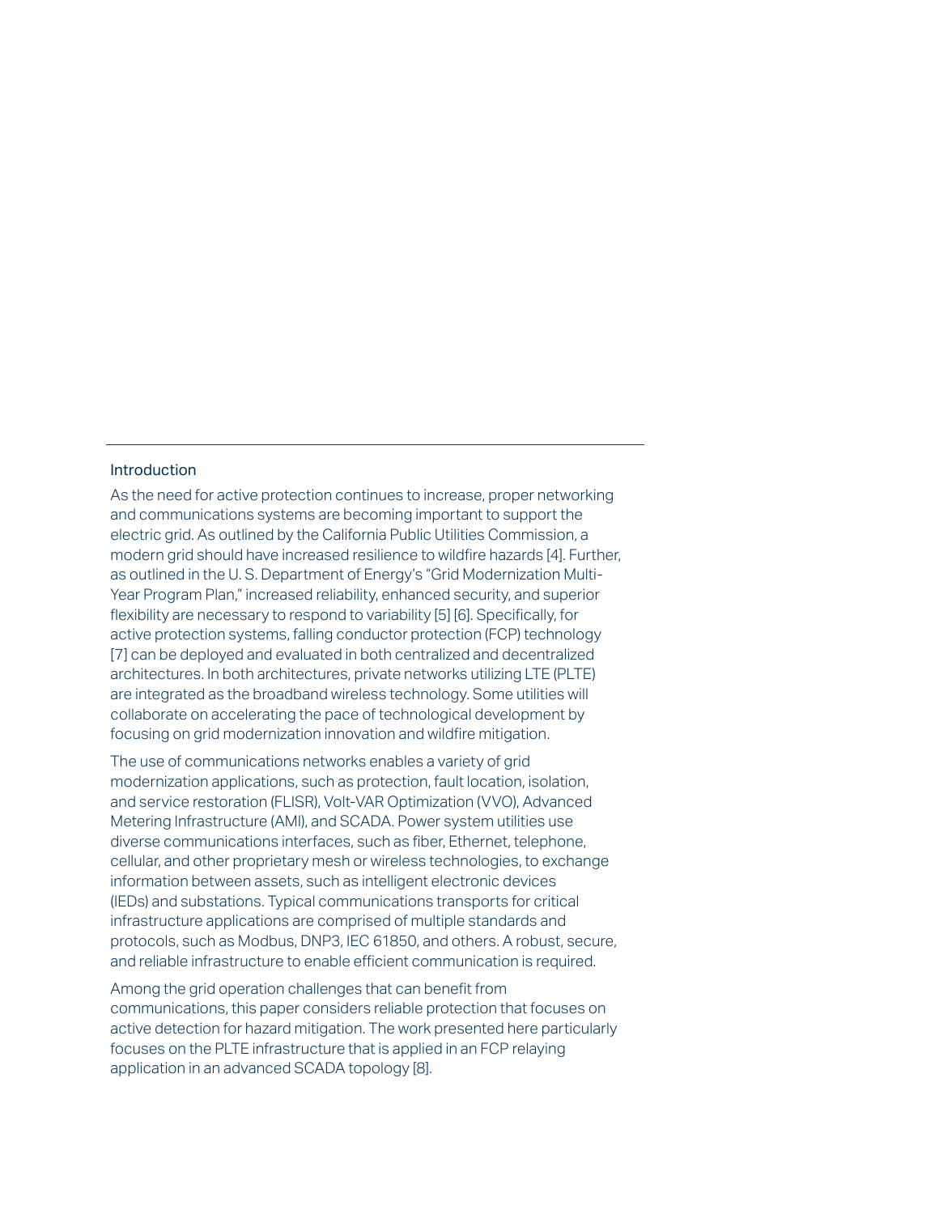## Introduction

As the need for active protection continues to increase, proper networking and communications systems are becoming important to support the electric grid. As outlined by the California Public Utilities Commission, a modern grid should have increased resilience to wildfire hazards [4]. Further, as outlined in the U. S. Department of Energy's "Grid Modernization Multi-Year Program Plan," increased reliability, enhanced security, and superior flexibility are necessary to respond to variability [5] [6]. Specifically, for active protection systems, falling conductor protection (FCP) technology [7] can be deployed and evaluated in both centralized and decentralized architectures. In both architectures, private networks utilizing LTE (PLTE) are integrated as the broadband wireless technology. Some utilities will collaborate on accelerating the pace of technological development by focusing on grid modernization innovation and wildfire mitigation.

The use of communications networks enables a variety of grid modernization applications, such as protection, fault location, isolation, and service restoration (FLISR), Volt-VAR Optimization (VVO), Advanced Metering Infrastructure (AMI), and SCADA. Power system utilities use diverse communications interfaces, such as fiber, Ethernet, telephone, cellular, and other proprietary mesh or wireless technologies, to exchange information between assets, such as intelligent electronic devices (IEDs) and substations. Typical communications transports for critical infrastructure applications are comprised of multiple standards and protocols, such as Modbus, DNP3, IEC 61850, and others. A robust, secure, and reliable infrastructure to enable efficient communication is required.

Among the grid operation challenges that can benefit from communications, this paper considers reliable protection that focuses on active detection for hazard mitigation. The work presented here particularly focuses on the PLTE infrastructure that is applied in an FCP relaying application in an advanced SCADA topology [8].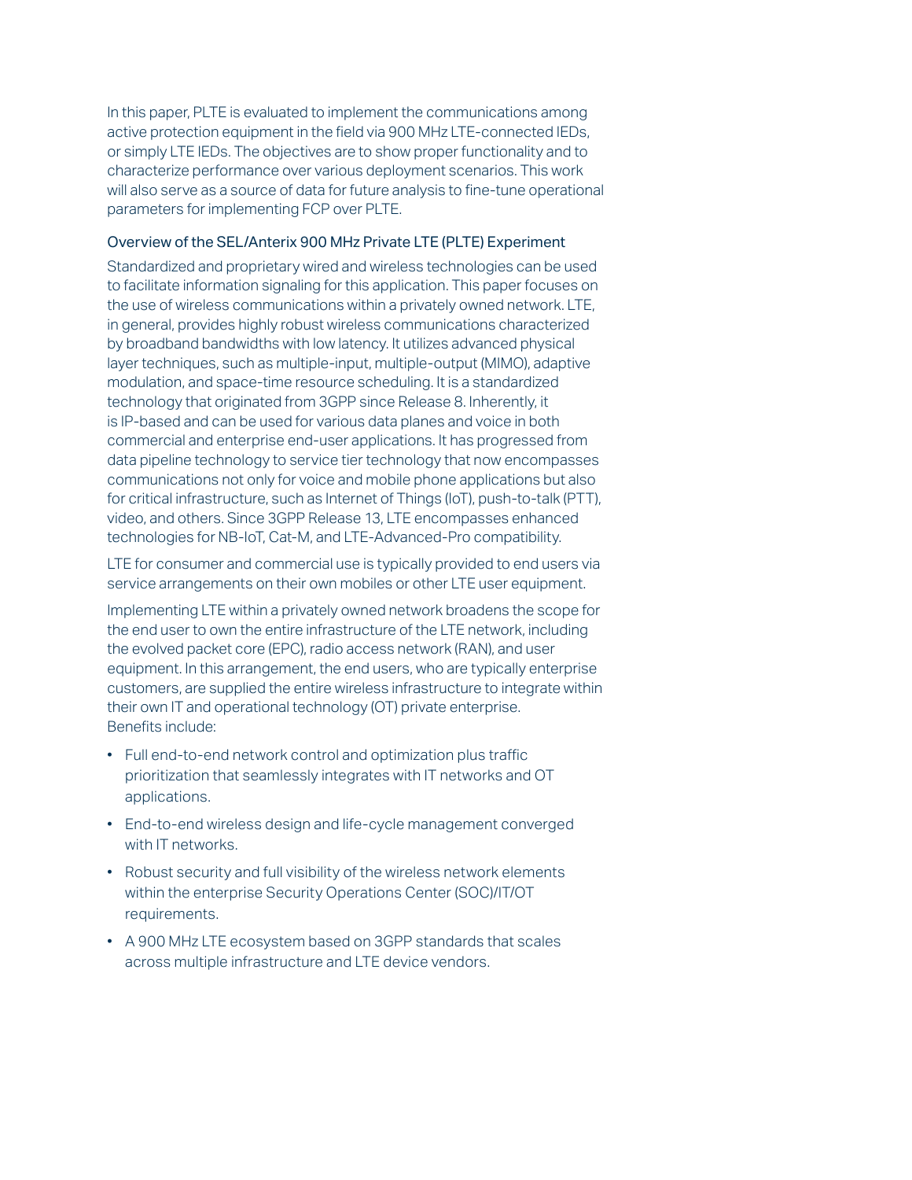In this paper, PLTE is evaluated to implement the communications among active protection equipment in the field via 900 MHz LTE-connected IEDs, or simply LTE IEDs. The objectives are to show proper functionality and to characterize performance over various deployment scenarios. This work will also serve as a source of data for future analysis to fine-tune operational parameters for implementing FCP over PLTE.

## Overview of the SEL/Anterix 900 MHz Private LTE (PLTE) Experiment

Standardized and proprietary wired and wireless technologies can be used to facilitate information signaling for this application. This paper focuses on the use of wireless communications within a privately owned network. LTE, in general, provides highly robust wireless communications characterized by broadband bandwidths with low latency. It utilizes advanced physical layer techniques, such as multiple-input, multiple-output (MIMO), adaptive modulation, and space-time resource scheduling. It is a standardized technology that originated from 3GPP since Release 8. Inherently, it is IP-based and can be used for various data planes and voice in both commercial and enterprise end-user applications. It has progressed from data pipeline technology to service tier technology that now encompasses communications not only for voice and mobile phone applications but also for critical infrastructure, such as Internet of Things (IoT), push-to-talk (PTT), video, and others. Since 3GPP Release 13, LTE encompasses enhanced technologies for NB-IoT, Cat-M, and LTE-Advanced-Pro compatibility.

LTE for consumer and commercial use is typically provided to end users via service arrangements on their own mobiles or other LTE user equipment.

Implementing LTE within a privately owned network broadens the scope for the end user to own the entire infrastructure of the LTE network, including the evolved packet core (EPC), radio access network (RAN), and user equipment. In this arrangement, the end users, who are typically enterprise customers, are supplied the entire wireless infrastructure to integrate within their own IT and operational technology (OT) private enterprise.
Benefits include:

- Full end-to-end network control and optimization plus traffic prioritization that seamlessly integrates with IT networks and OT applications.
- End-to-end wireless design and life-cycle management converged with IT networks.
- Robust security and full visibility of the wireless network elements within the enterprise Security Operations Center (SOC)/IT/OT requirements.
- A 900 MHz LTE ecosystem based on 3GPP standards that scales across multiple infrastructure and LTE device vendors.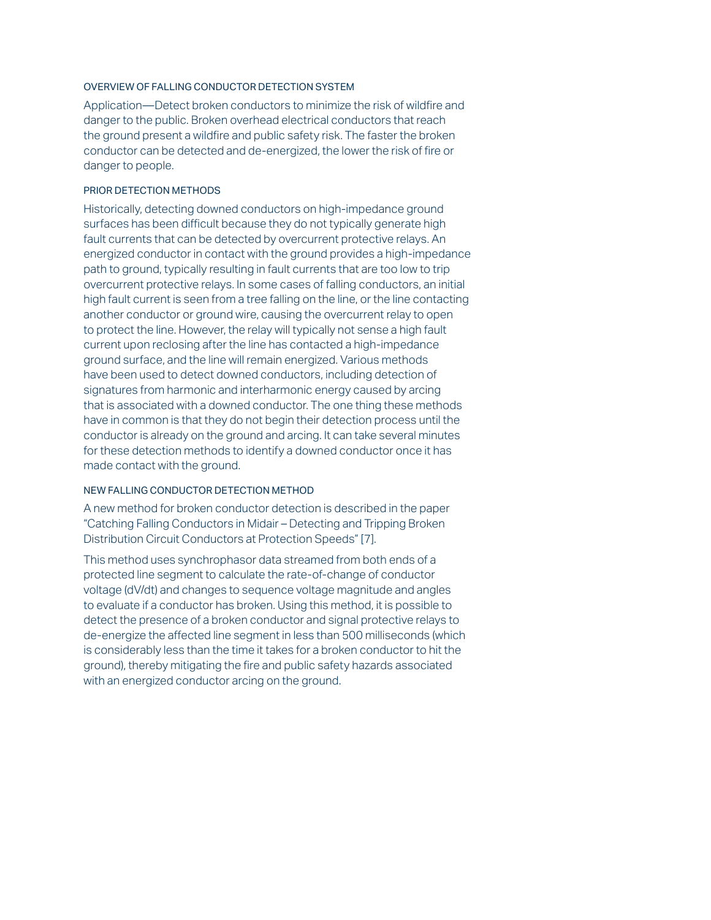## OVERVIEW OF FALLING CONDUCTOR DETECTION SYSTEM

Application—Detect broken conductors to minimize the risk of wildfire and danger to the public. Broken overhead electrical conductors that reach the ground present a wildfire and public safety risk. The faster the broken conductor can be detected and de-energized, the lower the risk of fire or danger to people.

## PRIOR DETECTION METHODS

Historically, detecting downed conductors on high-impedance ground surfaces has been difficult because they do not typically generate high fault currents that can be detected by overcurrent protective relays. An energized conductor in contact with the ground provides a high-impedance path to ground, typically resulting in fault currents that are too low to trip overcurrent protective relays. In some cases of falling conductors, an initial high fault current is seen from a tree falling on the line, or the line contacting another conductor or ground wire, causing the overcurrent relay to open to protect the line. However, the relay will typically not sense a high fault current upon reclosing after the line has contacted a high-impedance ground surface, and the line will remain energized. Various methods have been used to detect downed conductors, including detection of signatures from harmonic and interharmonic energy caused by arcing that is associated with a downed conductor. The one thing these methods have in common is that they do not begin their detection process until the conductor is already on the ground and arcing. It can take several minutes for these detection methods to identify a downed conductor once it has made contact with the ground.

## NEW FALLING CONDUCTOR DETECTION METHOD

A new method for broken conductor detection is described in the paper "Catching Falling Conductors in Midair – Detecting and Tripping Broken Distribution Circuit Conductors at Protection Speeds" [7].

This method uses synchrophasor data streamed from both ends of a protected line segment to calculate the rate-of-change of conductor voltage ($dV/dt$) and changes to sequence voltage magnitude and angles to evaluate if a conductor has broken. Using this method, it is possible to detect the presence of a broken conductor and signal protective relays to de-energize the affected line segment in less than 500 milliseconds (which is considerably less than the time it takes for a broken conductor to hit the ground), thereby mitigating the fire and public safety hazards associated with an energized conductor arcing on the ground.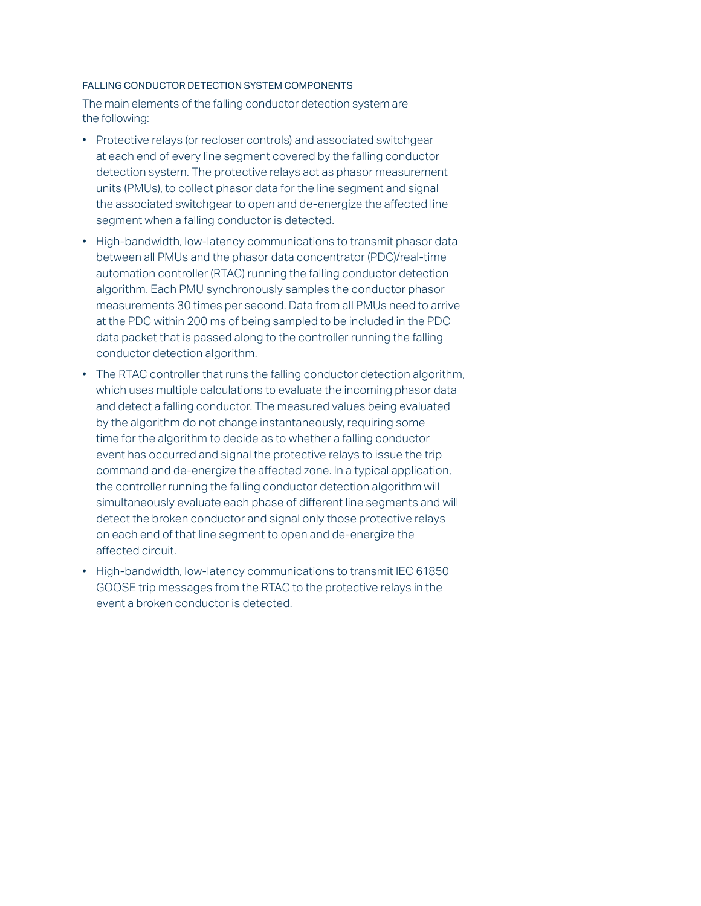### FALLING CONDUCTOR DETECTION SYSTEM COMPONENTS

The main elements of the falling conductor detection system are the following:

- Protective relays (or recloser controls) and associated switchgear at each end of every line segment covered by the falling conductor detection system. The protective relays act as phasor measurement units (PMUs), to collect phasor data for the line segment and signal the associated switchgear to open and de-energize the affected line segment when a falling conductor is detected.
- High-bandwidth, low-latency communications to transmit phasor data between all PMUs and the phasor data concentrator (PDC)/real-time automation controller (RTAC) running the falling conductor detection algorithm. Each PMU synchronously samples the conductor phasor measurements 30 times per second. Data from all PMUs need to arrive at the PDC within 200 ms of being sampled to be included in the PDC data packet that is passed along to the controller running the falling conductor detection algorithm.
- The RTAC controller that runs the falling conductor detection algorithm, which uses multiple calculations to evaluate the incoming phasor data and detect a falling conductor. The measured values being evaluated by the algorithm do not change instantaneously, requiring some time for the algorithm to decide as to whether a falling conductor event has occurred and signal the protective relays to issue the trip command and de-energize the affected zone. In a typical application, the controller running the falling conductor detection algorithm will simultaneously evaluate each phase of different line segments and will detect the broken conductor and signal only those protective relays on each end of that line segment to open and de-energize the affected circuit.
- High-bandwidth, low-latency communications to transmit IEC 61850 GOOSE trip messages from the RTAC to the protective relays in the event a broken conductor is detected.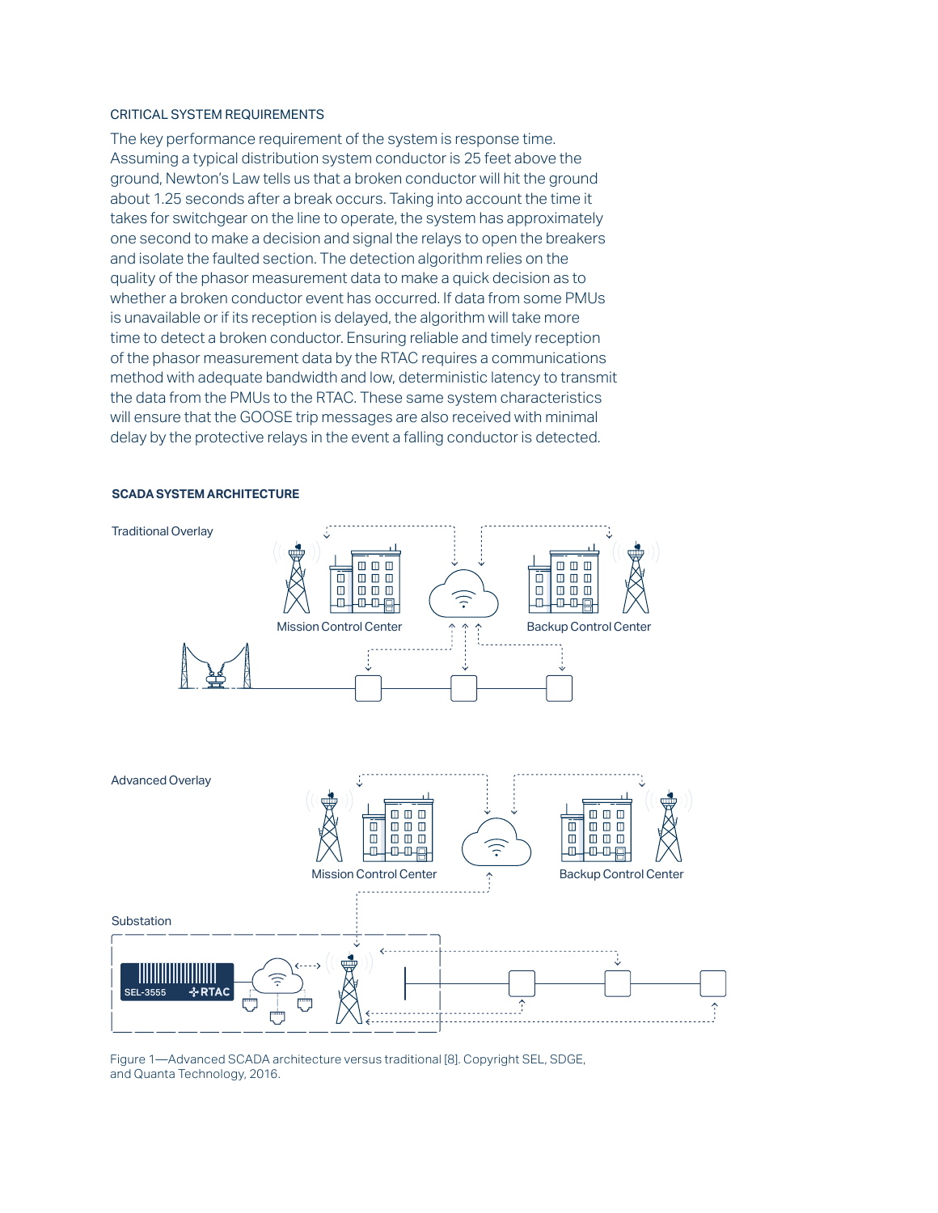### CRITICAL SYSTEM REQUIREMENTS

The key performance requirement of the system is response time. Assuming a typical distribution system conductor is 25 feet above the ground, Newton's Law tells us that a broken conductor will hit the ground about 1.25 seconds after a break occurs. Taking into account the time it takes for switchgear on the line to operate, the system has approximately one second to make a decision and signal the relays to open the breakers and isolate the faulted section. The detection algorithm relies on the quality of the phasor measurement data to make a quick decision as to whether a broken conductor event has occurred. If data from some PMUs is unavailable or if its reception is delayed, the algorithm will take more time to detect a broken conductor. Ensuring reliable and timely reception of the phasor measurement data by the RTAC requires a communications method with adequate bandwidth and low, deterministic latency to transmit the data from the PMUs to the RTAC. These same system characteristics will ensure that the GOOSE trip messages are also received with minimal delay by the protective relays in the event a falling conductor is detected.

**SCADA SYSTEM ARCHITECTURE**

Traditional Overlay

Mission Control Center

Backup Control Center

Advanced Overlay

Mission Control Center

Backup Control Center

Substation

SEL-3555 RTAC

Figure 1—Advanced SCADA architecture versus traditional [8]. Copyright SEL, SDGE, and Quanta Technology, 2016.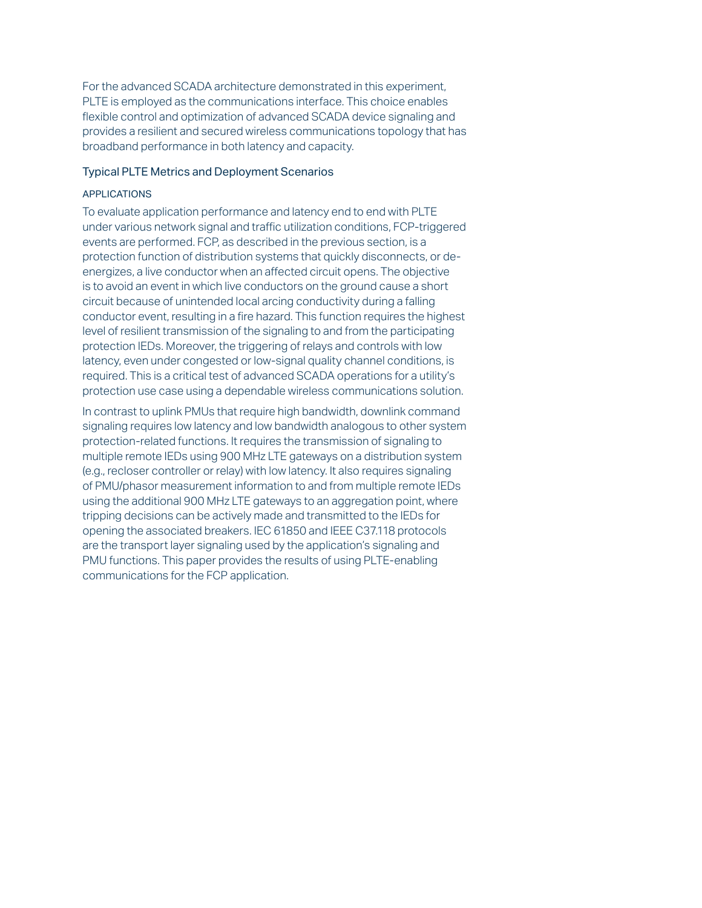For the advanced SCADA architecture demonstrated in this experiment, PLTE is employed as the communications interface. This choice enables flexible control and optimization of advanced SCADA device signaling and provides a resilient and secured wireless communications topology that has broadband performance in both latency and capacity.

## Typical PLTE Metrics and Deployment Scenarios

### APPLICATIONS

To evaluate application performance and latency end to end with PLTE under various network signal and traffic utilization conditions, FCP-triggered events are performed. FCP, as described in the previous section, is a protection function of distribution systems that quickly disconnects, or de-energizes, a live conductor when an affected circuit opens. The objective is to avoid an event in which live conductors on the ground cause a short circuit because of unintended local arcing conductivity during a falling conductor event, resulting in a fire hazard. This function requires the highest level of resilient transmission of the signaling to and from the participating protection IEDs. Moreover, the triggering of relays and controls with low latency, even under congested or low-signal quality channel conditions, is required. This is a critical test of advanced SCADA operations for a utility's protection use case using a dependable wireless communications solution.

In contrast to uplink PMUs that require high bandwidth, downlink command signaling requires low latency and low bandwidth analogous to other system protection-related functions. It requires the transmission of signaling to multiple remote IEDs using 900 MHz LTE gateways on a distribution system (e.g., recloser controller or relay) with low latency. It also requires signaling of PMU/phasor measurement information to and from multiple remote IEDs using the additional 900 MHz LTE gateways to an aggregation point, where tripping decisions can be actively made and transmitted to the IEDs for opening the associated breakers. IEC 61850 and IEEE C37.118 protocols are the transport layer signaling used by the application's signaling and PMU functions. This paper provides the results of using PLTE-enabling communications for the FCP application.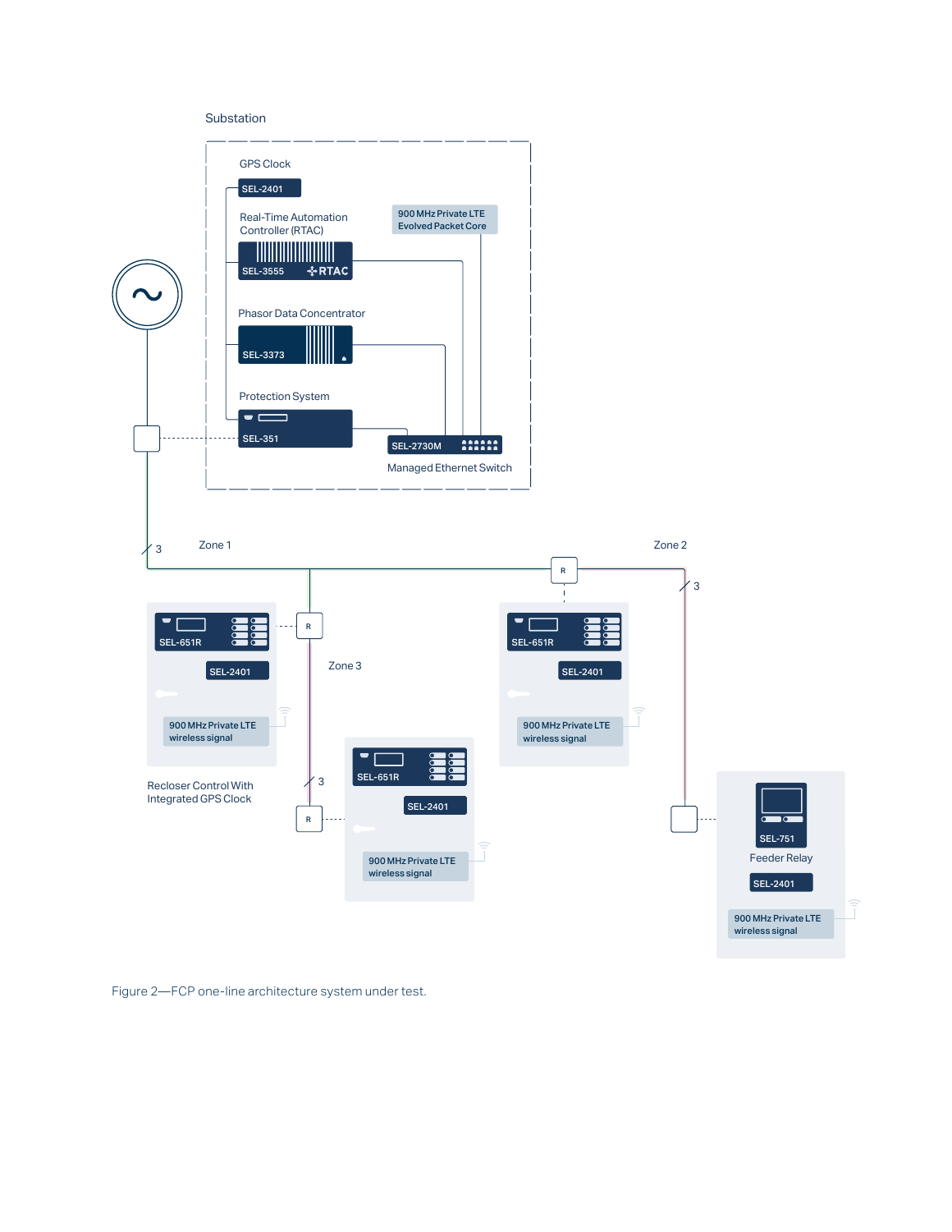Substation

GPS Clock

SEL-2401

Real-Time Automation Controller (RTAC)

SEL-3555 RTAC

900 MHz Private LTE Evolved Packet Core

Phasor Data Concentrator

SEL-3373

Protection System

SEL-351

SEL-2730M

Managed Ethernet Switch

Zone 1

Zone 2

Zone 3

SEL-651R

SEL-2401

900 MHz Private LTE wireless signal

Recloser Control With Integrated GPS Clock

SEL-751

Feeder Relay

Figure 2—FCP one-line architecture system under test.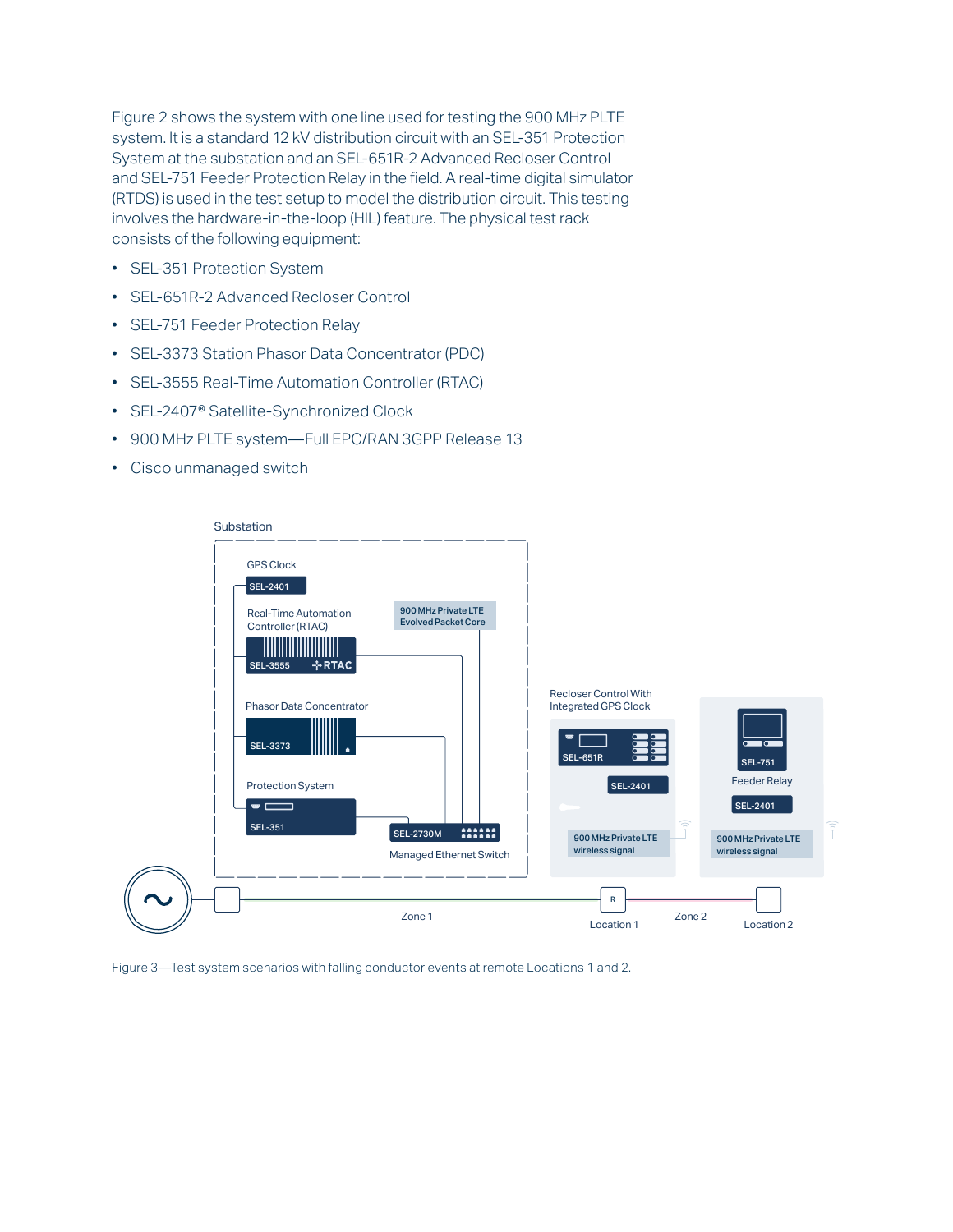Figure 2 shows the system with one line used for testing the 900 MHz PLTE system. It is a standard 12 kV distribution circuit with an SEL-351 Protection System at the substation and an SEL-651R-2 Advanced Recloser Control and SEL-751 Feeder Protection Relay in the field. A real-time digital simulator (RTDS) is used in the test setup to model the distribution circuit. This testing involves the hardware-in-the-loop (HIL) feature. The physical test rack consists of the following equipment:

- SEL-351 Protection System
- SEL-651R-2 Advanced Recloser Control
- SEL-751 Feeder Protection Relay
- SEL-3373 Station Phasor Data Concentrator (PDC)
- SEL-3555 Real-Time Automation Controller (RTAC)
- SEL-2407® Satellite-Synchronized Clock
- 900 MHz PLTE system—Full EPC/RAN 3GPP Release 13
- Cisco unmanaged switch

Figure 3—Test system scenarios with falling conductor events at remote Locations 1 and 2.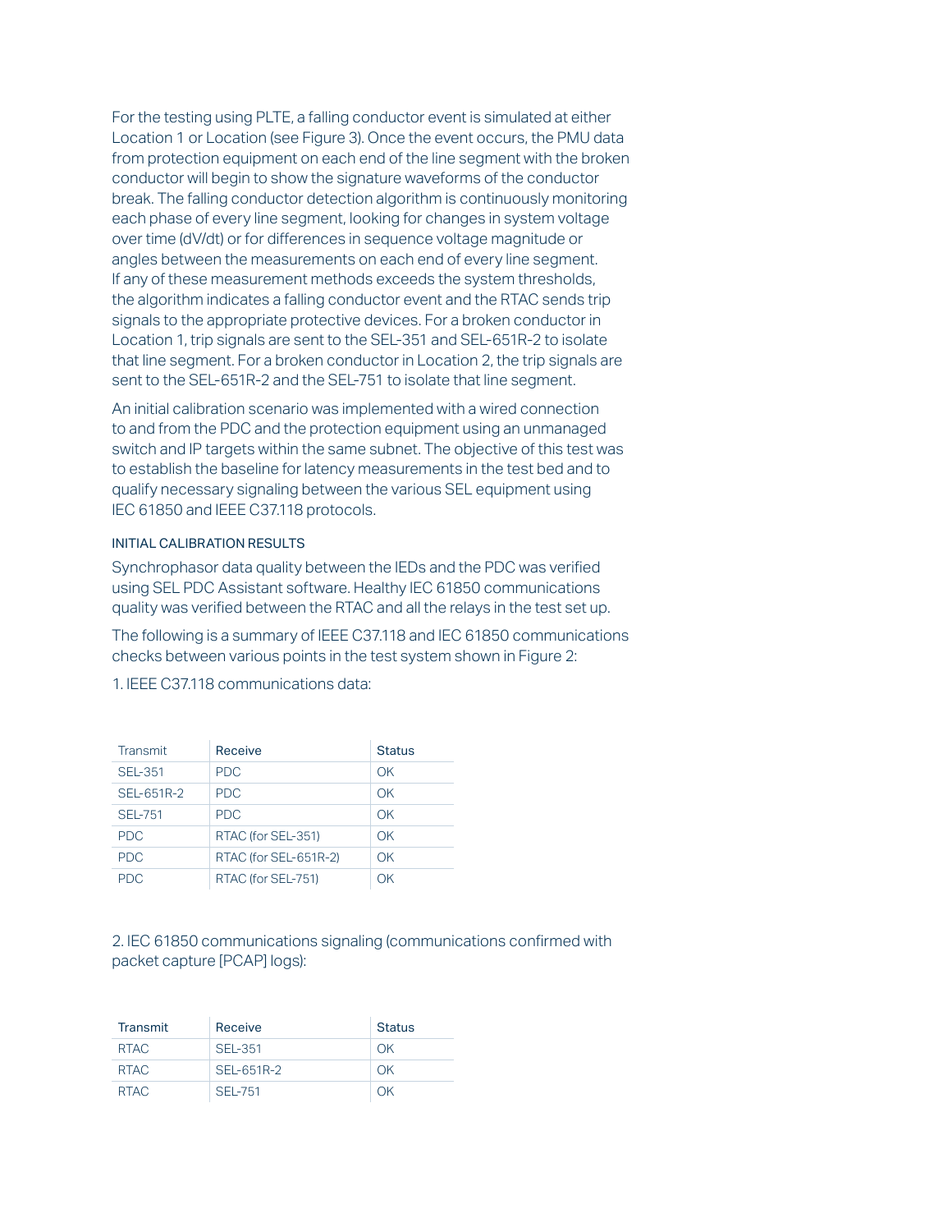For the testing using PLTE, a falling conductor event is simulated at either Location 1 or Location (see Figure 3). Once the event occurs, the PMU data from protection equipment on each end of the line segment with the broken conductor will begin to show the signature waveforms of the conductor break. The falling conductor detection algorithm is continuously monitoring each phase of every line segment, looking for changes in system voltage over time (dV/dt) or for differences in sequence voltage magnitude or angles between the measurements on each end of every line segment. If any of these measurement methods exceeds the system thresholds, the algorithm indicates a falling conductor event and the RTAC sends trip signals to the appropriate protective devices. For a broken conductor in Location 1, trip signals are sent to the SEL-351 and SEL-651R-2 to isolate that line segment. For a broken conductor in Location 2, the trip signals are sent to the SEL-651R-2 and the SEL-751 to isolate that line segment.

An initial calibration scenario was implemented with a wired connection to and from the PDC and the protection equipment using an unmanaged switch and IP targets within the same subnet. The objective of this test was to establish the baseline for latency measurements in the test bed and to qualify necessary signaling between the various SEL equipment using IEC 61850 and IEEE C37.118 protocols.

### INITIAL CALIBRATION RESULTS

Synchrophasor data quality between the IEDs and the PDC was verified using SEL PDC Assistant software. Healthy IEC 61850 communications quality was verified between the RTAC and all the relays in the test set up.

The following is a summary of IEEE C37.118 and IEC 61850 communications checks between various points in the test system shown in Figure 2:

1. IEEE C37.118 communications data:

| Transmit | Receive | Status |
|---|---|---|
| SEL-351 | PDC | OK |
| SEL-651R-2 | PDC | OK |
| SEL-751 | PDC | OK |
| PDC | RTAC (for SEL-351) | OK |
| PDC | RTAC (for SEL-651R-2) | OK |
| PDC | RTAC (for SEL-751) | OK |

2. IEC 61850 communications signaling (communications confirmed with packet capture [PCAP] logs):

| Transmit | Receive | Status |
|---|---|---|
| RTAC | SEL-351 | OK |
| RTAC | SEL-651R-2 | OK |
| RTAC | SEL-751 | OK |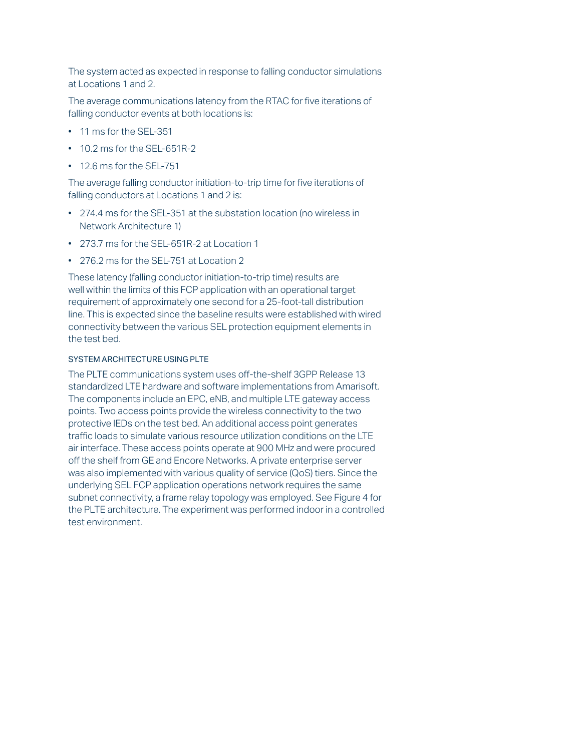The system acted as expected in response to falling conductor simulations at Locations 1 and 2.

The average communications latency from the RTAC for five iterations of falling conductor events at both locations is:

- 11 ms for the SEL-351
- 10.2 ms for the SEL-651R-2
- 12.6 ms for the SEL-751

The average falling conductor initiation-to-trip time for five iterations of falling conductors at Locations 1 and 2 is:

- 274.4 ms for the SEL-351 at the substation location (no wireless in Network Architecture 1)
- 273.7 ms for the SEL-651R-2 at Location 1
- 276.2 ms for the SEL-751 at Location 2

These latency (falling conductor initiation-to-trip time) results are well within the limits of this FCP application with an operational target requirement of approximately one second for a 25-foot-tall distribution line. This is expected since the baseline results were established with wired connectivity between the various SEL protection equipment elements in the test bed.

### SYSTEM ARCHITECTURE USING PLTE

The PLTE communications system uses off-the-shelf 3GPP Release 13 standardized LTE hardware and software implementations from Amarisoft. The components include an EPC, eNB, and multiple LTE gateway access points. Two access points provide the wireless connectivity to the two protective IEDs on the test bed. An additional access point generates traffic loads to simulate various resource utilization conditions on the LTE air interface. These access points operate at 900 MHz and were procured off the shelf from GE and Encore Networks. A private enterprise server was also implemented with various quality of service (QoS) tiers. Since the underlying SEL FCP application operations network requires the same subnet connectivity, a frame relay topology was employed. See Figure 4 for the PLTE architecture. The experiment was performed indoor in a controlled test environment.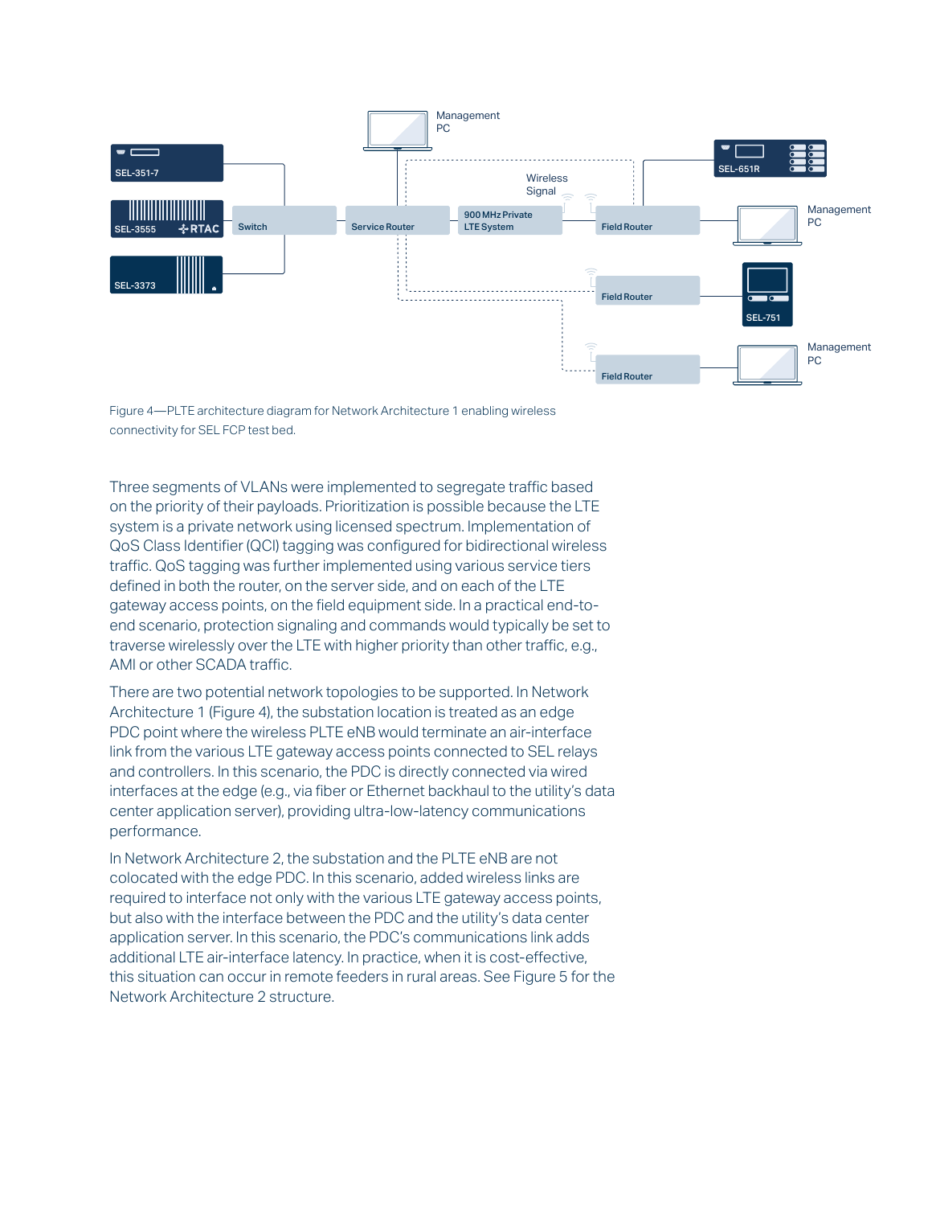Figure 4—PLTE architecture diagram for Network Architecture 1 enabling wireless connectivity for SEL FCP test bed.

Three segments of VLANs were implemented to segregate traffic based on the priority of their payloads. Prioritization is possible because the LTE system is a private network using licensed spectrum. Implementation of QoS Class Identifier (QCI) tagging was configured for bidirectional wireless traffic. QoS tagging was further implemented using various service tiers defined in both the router, on the server side, and on each of the LTE gateway access points, on the field equipment side. In a practical end-to-end scenario, protection signaling and commands would typically be set to traverse wirelessly over the LTE with higher priority than other traffic, e.g., AMI or other SCADA traffic.

There are two potential network topologies to be supported. In Network Architecture 1 (Figure 4), the substation location is treated as an edge PDC point where the wireless PLTE eNB would terminate an air-interface link from the various LTE gateway access points connected to SEL relays and controllers. In this scenario, the PDC is directly connected via wired interfaces at the edge (e.g., via fiber or Ethernet backhaul to the utility's data center application server), providing ultra-low-latency communications performance.

In Network Architecture 2, the substation and the PLTE eNB are not colocated with the edge PDC. In this scenario, added wireless links are required to interface not only with the various LTE gateway access points, but also with the interface between the PDC and the utility's data center application server. In this scenario, the PDC's communications link adds additional LTE air-interface latency. In practice, when it is cost-effective, this situation can occur in remote feeders in rural areas. See Figure 5 for the Network Architecture 2 structure.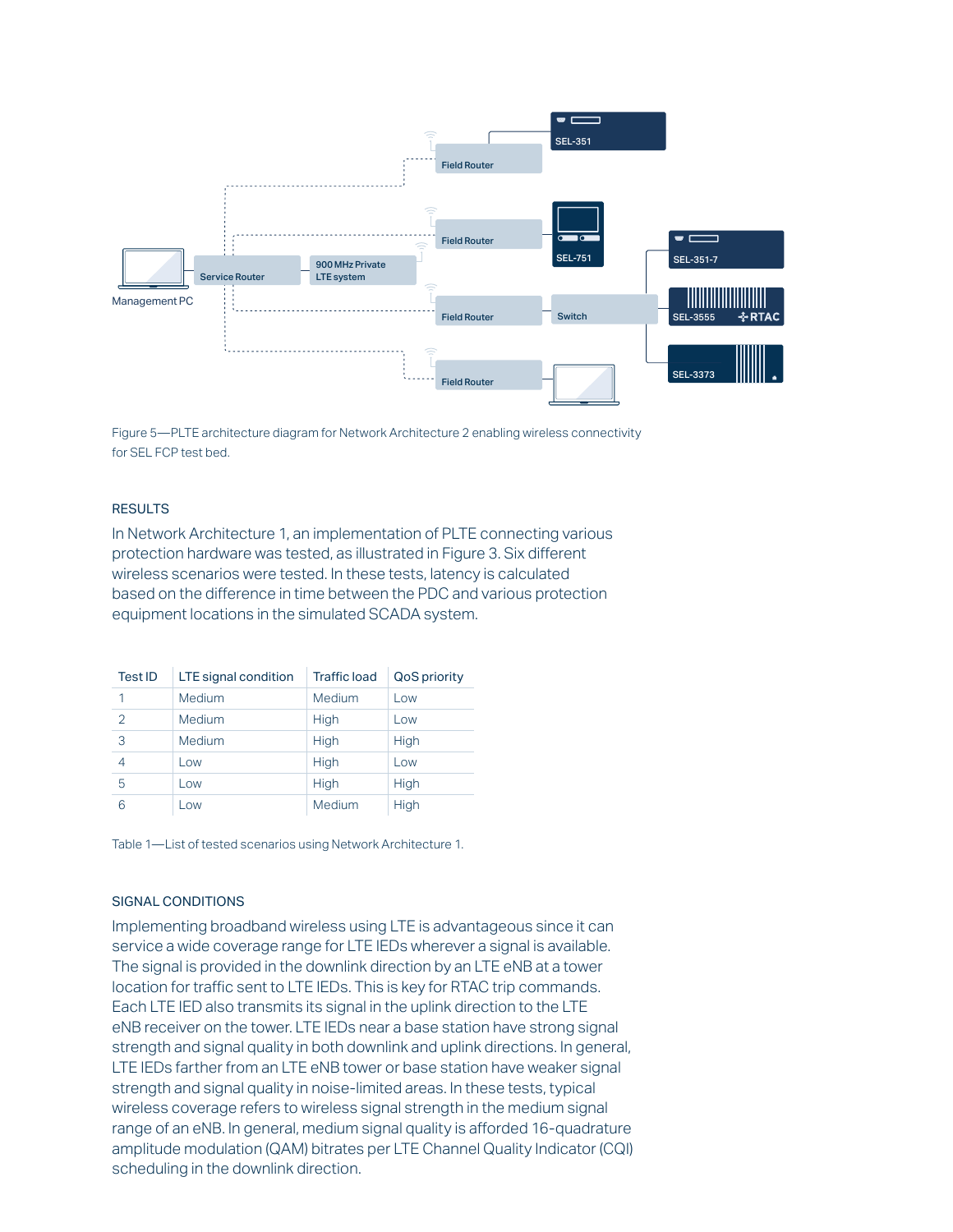Figure 5—PLTE architecture diagram for Network Architecture 2 enabling wireless connectivity for SEL FCP test bed.

## RESULTS

In Network Architecture 1, an implementation of PLTE connecting various protection hardware was tested, as illustrated in Figure 3. Six different wireless scenarios were tested. In these tests, latency is calculated based on the difference in time between the PDC and various protection equipment locations in the simulated SCADA system.

| Test ID | LTE signal condition | Traffic load | QoS priority |
|---|---|---|---|
| 1 | Medium | Medium | Low |
| 2 | Medium | High | Low |
| 3 | Medium | High | High |
| 4 | Low | High | Low |
| 5 | Low | High | High |
| 6 | Low | Medium | High |

Table 1—List of tested scenarios using Network Architecture 1.

## SIGNAL CONDITIONS

Implementing broadband wireless using LTE is advantageous since it can service a wide coverage range for LTE IEDs wherever a signal is available. The signal is provided in the downlink direction by an LTE eNB at a tower location for traffic sent to LTE IEDs. This is key for RTAC trip commands. Each LTE IED also transmits its signal in the uplink direction to the LTE eNB receiver on the tower. LTE IEDs near a base station have strong signal strength and signal quality in both downlink and uplink directions. In general, LTE IEDs farther from an LTE eNB tower or base station have weaker signal strength and signal quality in noise-limited areas. In these tests, typical wireless coverage refers to wireless signal strength in the medium signal range of an eNB. In general, medium signal quality is afforded 16-quadrature amplitude modulation (QAM) bitrates per LTE Channel Quality Indicator (CQI) scheduling in the downlink direction.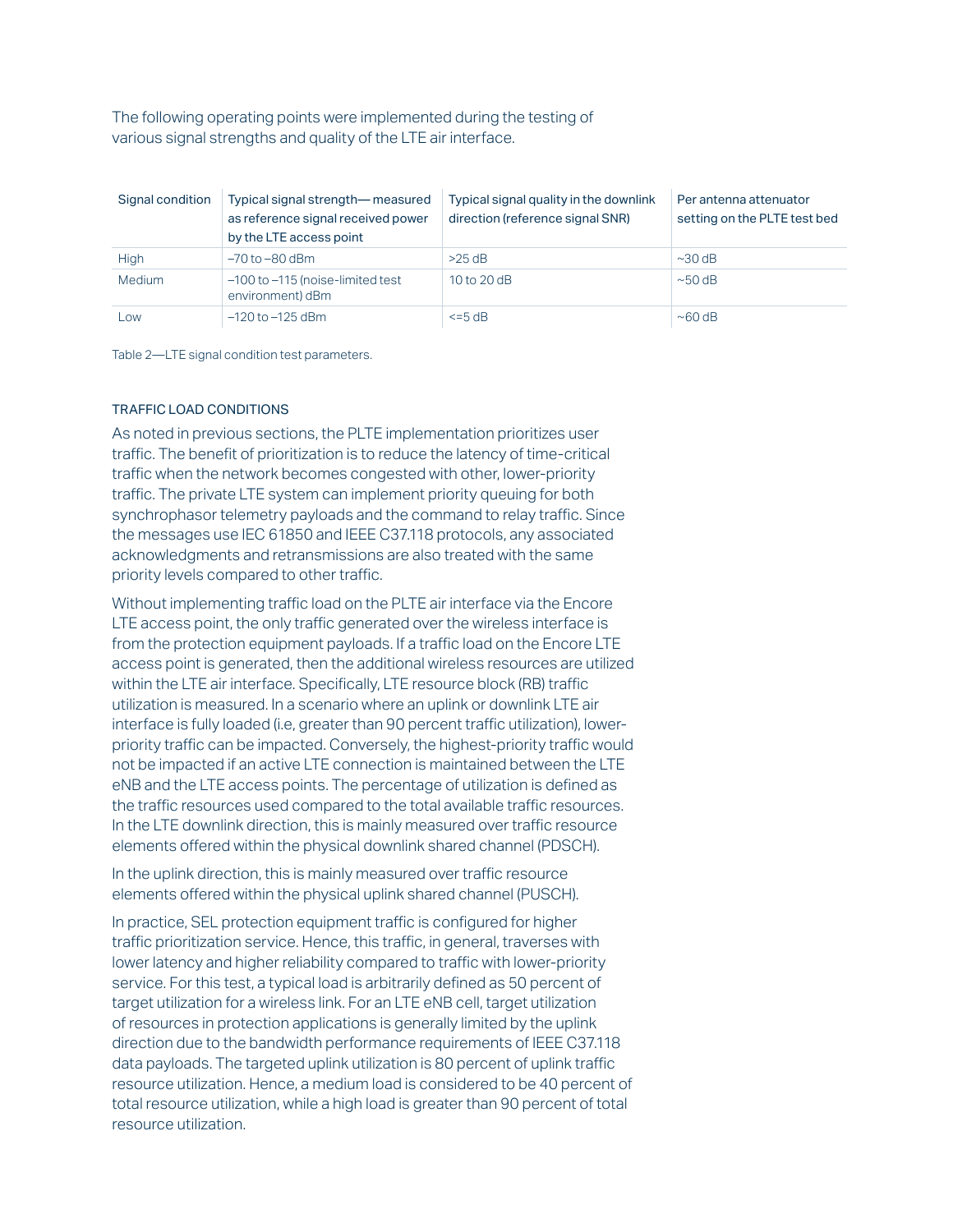The following operating points were implemented during the testing of various signal strengths and quality of the LTE air interface.

| Signal condition | Typical signal strength— measured as reference signal received power by the LTE access point | Typical signal quality in the downlink direction (reference signal SNR) | Per antenna attenuator setting on the PLTE test bed |
|---|---|---|---|
| High | –70 to –80 dBm | >25 dB | ~30 dB |
| Medium | –100 to –115 (noise-limited test environment) dBm | 10 to 20 dB | ~50 dB |
| Low | –120 to –125 dBm | <=5 dB | ~60 dB |

Table 2—LTE signal condition test parameters.

### TRAFFIC LOAD CONDITIONS

As noted in previous sections, the PLTE implementation prioritizes user traffic. The benefit of prioritization is to reduce the latency of time-critical traffic when the network becomes congested with other, lower-priority traffic. The private LTE system can implement priority queuing for both synchrophasor telemetry payloads and the command to relay traffic. Since the messages use IEC 61850 and IEEE C37.118 protocols, any associated acknowledgments and retransmissions are also treated with the same priority levels compared to other traffic.

Without implementing traffic load on the PLTE air interface via the Encore LTE access point, the only traffic generated over the wireless interface is from the protection equipment payloads. If a traffic load on the Encore LTE access point is generated, then the additional wireless resources are utilized within the LTE air interface. Specifically, LTE resource block (RB) traffic utilization is measured. In a scenario where an uplink or downlink LTE air interface is fully loaded (i.e, greater than 90 percent traffic utilization), lower-priority traffic can be impacted. Conversely, the highest-priority traffic would not be impacted if an active LTE connection is maintained between the LTE eNB and the LTE access points. The percentage of utilization is defined as the traffic resources used compared to the total available traffic resources. In the LTE downlink direction, this is mainly measured over traffic resource elements offered within the physical downlink shared channel (PDSCH).

In the uplink direction, this is mainly measured over traffic resource elements offered within the physical uplink shared channel (PUSCH).

In practice, SEL protection equipment traffic is configured for higher traffic prioritization service. Hence, this traffic, in general, traverses with lower latency and higher reliability compared to traffic with lower-priority service. For this test, a typical load is arbitrarily defined as 50 percent of target utilization for a wireless link. For an LTE eNB cell, target utilization of resources in protection applications is generally limited by the uplink direction due to the bandwidth performance requirements of IEEE C37.118 data payloads. The targeted uplink utilization is 80 percent of uplink traffic resource utilization. Hence, a medium load is considered to be 40 percent of total resource utilization, while a high load is greater than 90 percent of total resource utilization.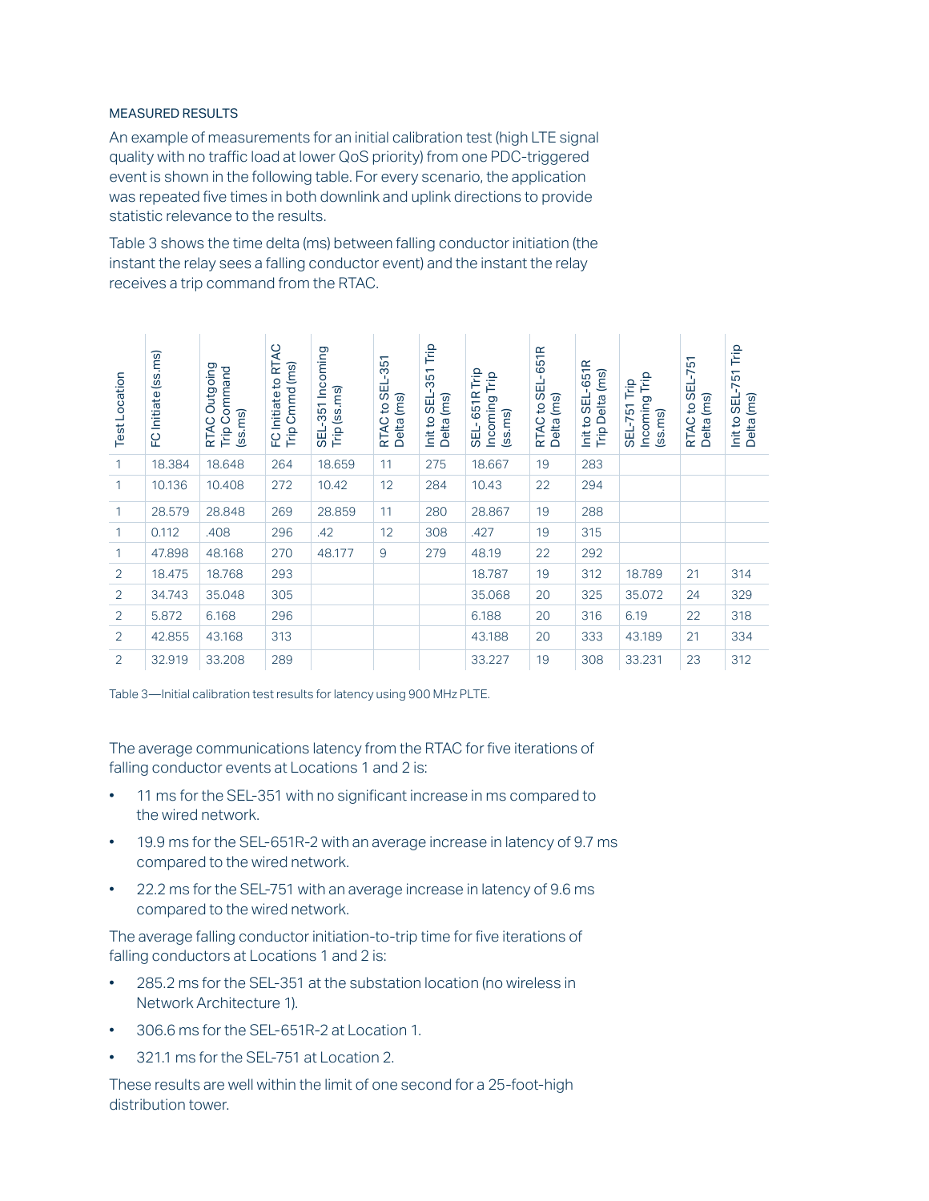### MEASURED RESULTS

An example of measurements for an initial calibration test (high LTE signal quality with no traffic load at lower QoS priority) from one PDC-triggered event is shown in the following table. For every scenario, the application was repeated five times in both downlink and uplink directions to provide statistic relevance to the results.

Table 3 shows the time delta (ms) between falling conductor initiation (the instant the relay sees a falling conductor event) and the instant the relay receives a trip command from the RTAC.

| Test Location | FC Initiate (ss.ms) | RTAC Outgoing Trip Command (ss.ms) | FC Initiate to RTAC Trip Cmmd (ms) | SEL-351 Incoming Trip (ss.ms) | RTAC to SEL-351 Delta (ms) | Init to SEL-351 Trip Delta (ms) | SEL- 651R Trip Incoming Trip (ss.ms) | RTAC to SEL-651R Delta (ms) | Init to SEL-651R Trip Delta (ms) | SEL-751 Trip Incoming Trip (ss.ms) | RTAC to SEL-751 Delta (ms) | Init to SEL-751 Trip Delta (ms) |
|---|---|---|---|---|---|---|---|---|---|---|---|---|
| 1 | 18.384 | 18.648 | 264 | 18.659 | 11 | 275 | 18.667 | 19 | 283 | | | |
| 1 | 10.136 | 10.408 | 272 | 10.42 | 12 | 284 | 10.43 | 22 | 294 | | | |
| 1 | 28.579 | 28.848 | 269 | 28.859 | 11 | 280 | 28.867 | 19 | 288 | | | |
| 1 | 0.112 | .408 | 296 | .42 | 12 | 308 | .427 | 19 | 315 | | | |
| 1 | 47.898 | 48.168 | 270 | 48.177 | 9 | 279 | 48.19 | 22 | 292 | | | |
| 2 | 18.475 | 18.768 | 293 | | | | 18.787 | 19 | 312 | 18.789 | 21 | 314 |
| 2 | 34.743 | 35.048 | 305 | | | | 35.068 | 20 | 325 | 35.072 | 24 | 329 |
| 2 | 5.872 | 6.168 | 296 | | | | 6.188 | 20 | 316 | 6.19 | 22 | 318 |
| 2 | 42.855 | 43.168 | 313 | | | | 43.188 | 20 | 333 | 43.189 | 21 | 334 |
| 2 | 32.919 | 33.208 | 289 | | | | 33.227 | 19 | 308 | 33.231 | 23 | 312 |

Table 3—Initial calibration test results for latency using 900 MHz PLTE.

The average communications latency from the RTAC for five iterations of falling conductor events at Locations 1 and 2 is:

- 11 ms for the SEL-351 with no significant increase in ms compared to the wired network.
- 19.9 ms for the SEL-651R-2 with an average increase in latency of 9.7 ms compared to the wired network.
- 22.2 ms for the SEL-751 with an average increase in latency of 9.6 ms compared to the wired network.

The average falling conductor initiation-to-trip time for five iterations of falling conductors at Locations 1 and 2 is:

- 285.2 ms for the SEL-351 at the substation location (no wireless in Network Architecture 1).
- 306.6 ms for the SEL-651R-2 at Location 1.
- 321.1 ms for the SEL-751 at Location 2.

These results are well within the limit of one second for a 25-foot-high distribution tower.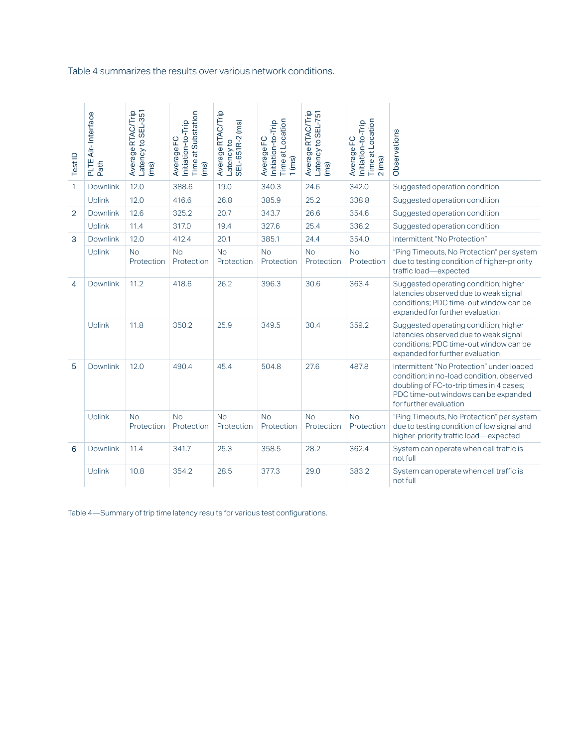Table 4 summarizes the results over various network conditions.

| Test ID | PLTE Air-Interface Path | Average RTAC/Trip Latency to SEL-351 (ms) | Average FC Initiation-to-Trip Time at Substation (ms) | Average RTAC/Trip Latency to SEL-651R-2 (ms) | Average FC Initiation-to-Trip Time at Location 1 (ms) | Average RTAC/Trip Latency to SEL-751 (ms) | Average FC Initiation-to-Trip Time at Location 2 (ms) | Observations |
|---|---|---|---|---|---|---|---|---|
| 1 | Downlink | 12.0 | 388.6 | 19.0 | 340.3 | 24.6 | 342.0 | Suggested operation condition |
| | Uplink | 12.0 | 416.6 | 26.8 | 385.9 | 25.2 | 338.8 | Suggested operation condition |
| 2 | Downlink | 12.6 | 325.2 | 20.7 | 343.7 | 26.6 | 354.6 | Suggested operation condition |
| | Uplink | 11.4 | 317.0 | 19.4 | 327.6 | 25.4 | 336.2 | Suggested operation condition |
| 3 | Downlink | 12.0 | 412.4 | 20.1 | 385.1 | 24.4 | 354.0 | Intermittent "No Protection" |
| | Uplink | No Protection | No Protection | No Protection | No Protection | No Protection | No Protection | "Ping Timeouts, No Protection" per system due to testing condition of higher-priority traffic load—expected |
| 4 | Downlink | 11.2 | 418.6 | 26.2 | 396.3 | 30.6 | 363.4 | Suggested operating condition; higher latencies observed due to weak signal conditions; PDC time-out window can be expanded for further evaluation |
| | Uplink | 11.8 | 350.2 | 25.9 | 349.5 | 30.4 | 359.2 | Suggested operating condition; higher latencies observed due to weak signal conditions; PDC time-out window can be expanded for further evaluation |
| 5 | Downlink | 12.0 | 490.4 | 45.4 | 504.8 | 27.6 | 487.8 | Intermittent "No Protection" under loaded condition; in no-load condition, observed doubling of FC-to-trip times in 4 cases; PDC time-out windows can be expanded for further evaluation |
| | Uplink | No Protection | No Protection | No Protection | No Protection | No Protection | No Protection | "Ping Timeouts, No Protection" per system due to testing condition of low signal and higher-priority traffic load—expected |
| 6 | Downlink | 11.4 | 341.7 | 25.3 | 358.5 | 28.2 | 362.4 | System can operate when cell traffic is not full |
| | Uplink | 10.8 | 354.2 | 28.5 | 377.3 | 29.0 | 383.2 | System can operate when cell traffic is not full |

Table 4—Summary of trip time latency results for various test configurations.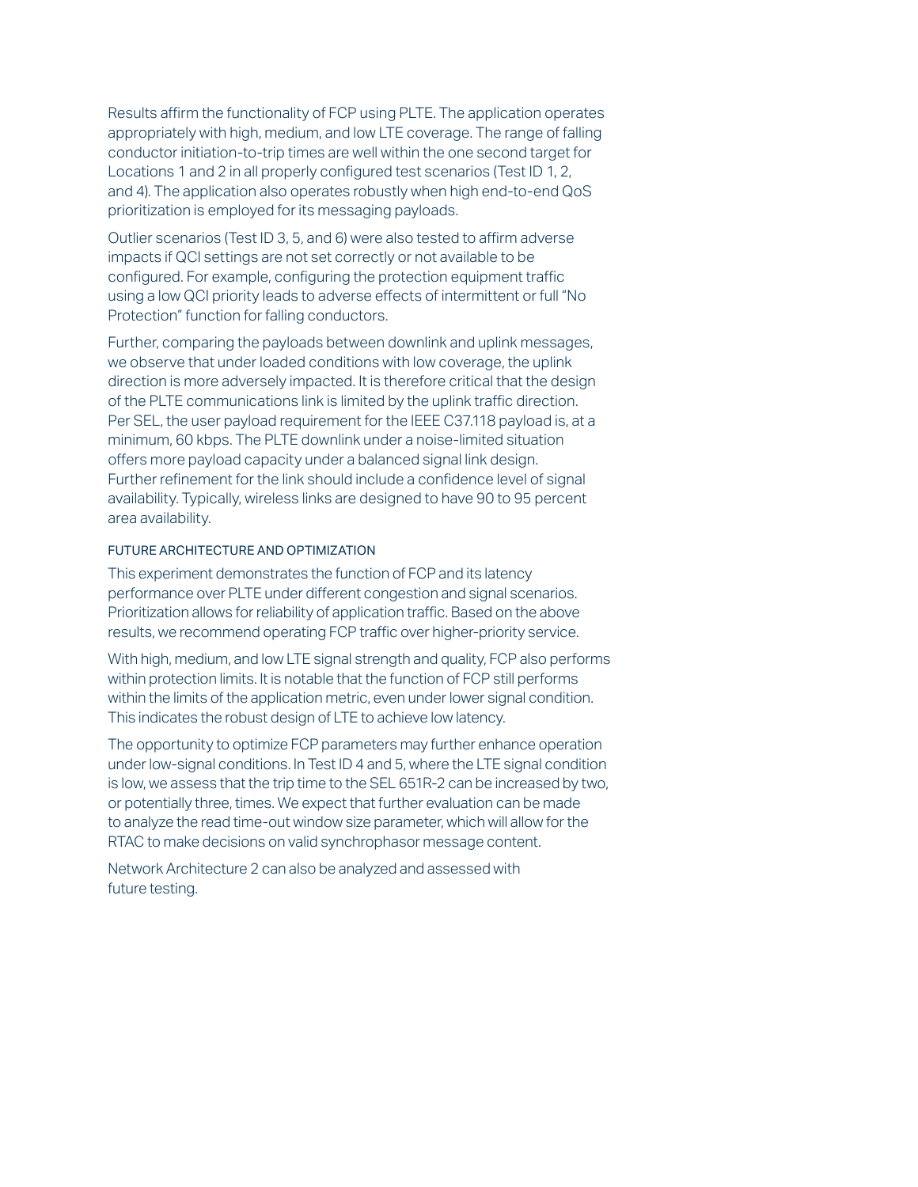Results affirm the functionality of FCP using PLTE. The application operates appropriately with high, medium, and low LTE coverage. The range of falling conductor initiation-to-trip times are well within the one second target for Locations 1 and 2 in all properly configured test scenarios (Test ID 1, 2, and 4). The application also operates robustly when high end-to-end QoS prioritization is employed for its messaging payloads.

Outlier scenarios (Test ID 3, 5, and 6) were also tested to affirm adverse impacts if QCI settings are not set correctly or not available to be configured. For example, configuring the protection equipment traffic using a low QCI priority leads to adverse effects of intermittent or full "No Protection" function for falling conductors.

Further, comparing the payloads between downlink and uplink messages, we observe that under loaded conditions with low coverage, the uplink direction is more adversely impacted. It is therefore critical that the design of the PLTE communications link is limited by the uplink traffic direction. Per SEL, the user payload requirement for the IEEE C37.118 payload is, at a minimum, 60 kbps. The PLTE downlink under a noise-limited situation offers more payload capacity under a balanced signal link design. Further refinement for the link should include a confidence level of signal availability. Typically, wireless links are designed to have 90 to 95 percent area availability.

### FUTURE ARCHITECTURE AND OPTIMIZATION

This experiment demonstrates the function of FCP and its latency performance over PLTE under different congestion and signal scenarios. Prioritization allows for reliability of application traffic. Based on the above results, we recommend operating FCP traffic over higher-priority service.

With high, medium, and low LTE signal strength and quality, FCP also performs within protection limits. It is notable that the function of FCP still performs within the limits of the application metric, even under lower signal condition. This indicates the robust design of LTE to achieve low latency.

The opportunity to optimize FCP parameters may further enhance operation under low-signal conditions. In Test ID 4 and 5, where the LTE signal condition is low, we assess that the trip time to the SEL 651R-2 can be increased by two, or potentially three, times. We expect that further evaluation can be made to analyze the read time-out window size parameter, which will allow for the RTAC to make decisions on valid synchrophasor message content.

Network Architecture 2 can also be analyzed and assessed with future testing.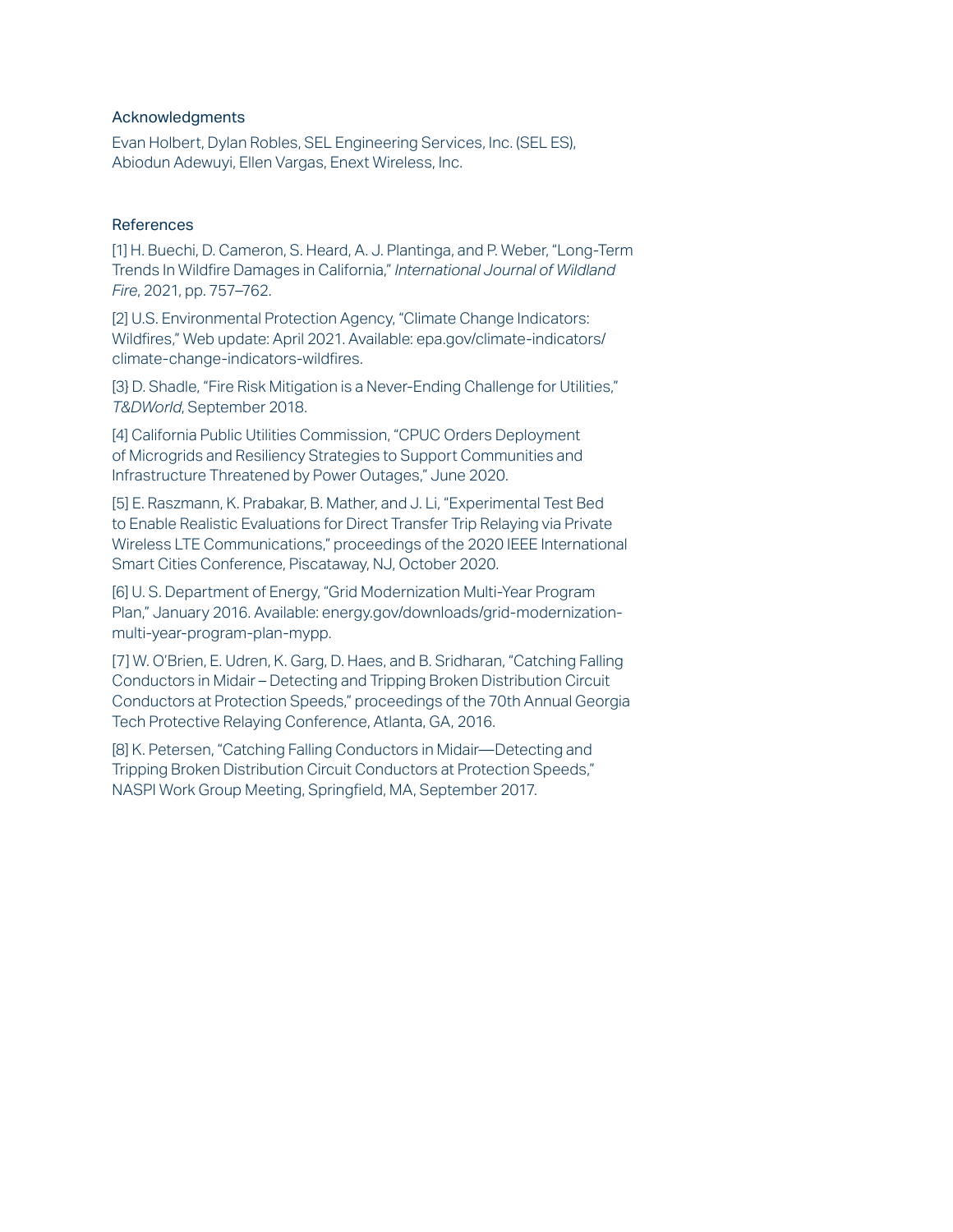## Acknowledgments

Evan Holbert, Dylan Robles, SEL Engineering Services, Inc. (SEL ES), Abiodun Adewuyi, Ellen Vargas, Enext Wireless, Inc.

## References

[1] H. Buechi, D. Cameron, S. Heard, A. J. Plantinga, and P. Weber, "Long-Term Trends In Wildfire Damages in California," *International Journal of Wildland Fire*, 2021, pp. 757–762.

[2] U.S. Environmental Protection Agency, "Climate Change Indicators: Wildfires," Web update: April 2021. Available: epa.gov/climate-indicators/climate-change-indicators-wildfires.

[3} D. Shadle, "Fire Risk Mitigation is a Never-Ending Challenge for Utilities," *T&DWorld*, September 2018.

[4] California Public Utilities Commission, "CPUC Orders Deployment of Microgrids and Resiliency Strategies to Support Communities and Infrastructure Threatened by Power Outages," June 2020.

[5] E. Raszmann, K. Prabakar, B. Mather, and J. Li, "Experimental Test Bed to Enable Realistic Evaluations for Direct Transfer Trip Relaying via Private Wireless LTE Communications," proceedings of the 2020 IEEE International Smart Cities Conference, Piscataway, NJ, October 2020.

[6] U. S. Department of Energy, "Grid Modernization Multi-Year Program Plan," January 2016. Available: energy.gov/downloads/grid-modernization-multi-year-program-plan-mypp.

[7] W. O'Brien, E. Udren, K. Garg, D. Haes, and B. Sridharan, "Catching Falling Conductors in Midair – Detecting and Tripping Broken Distribution Circuit Conductors at Protection Speeds," proceedings of the 70th Annual Georgia Tech Protective Relaying Conference, Atlanta, GA, 2016.

[8] K. Petersen, "Catching Falling Conductors in Midair—Detecting and Tripping Broken Distribution Circuit Conductors at Protection Speeds," NASPI Work Group Meeting, Springfield, MA, September 2017.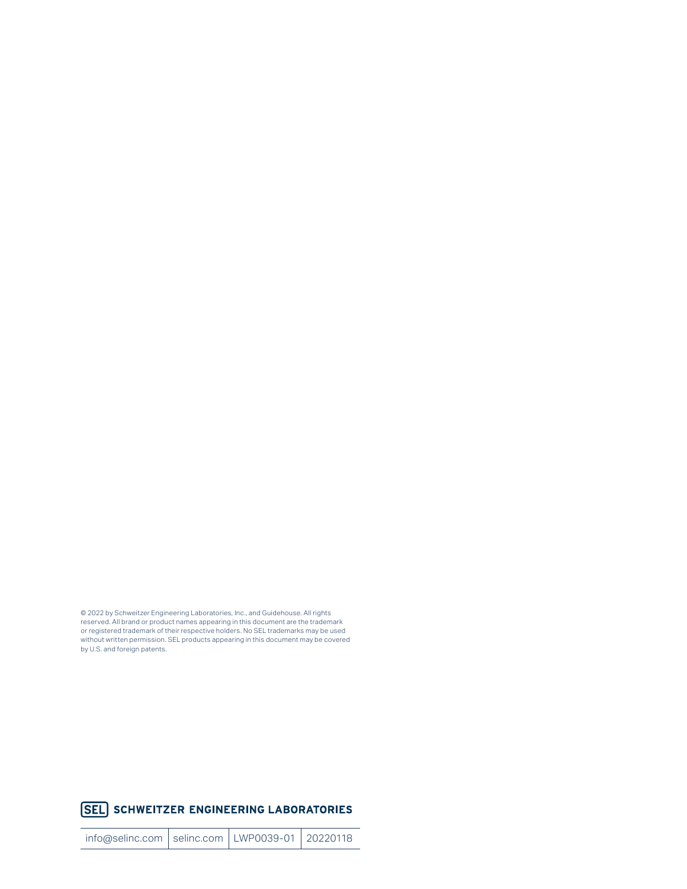© 2022 by Schweitzer Engineering Laboratories, Inc., and Guidehouse. All rights reserved. All brand or product names appearing in this document are the trademark or registered trademark of their respective holders. No SEL trademarks may be used without written permission. SEL products appearing in this document may be covered by U.S. and foreign patents.

SEL SCHWEITZER ENGINEERING LABORATORIES

| | | | |
|---|---|---|---|
| info@selinc.com | selinc.com | LWP0039-01 | 20220118 |